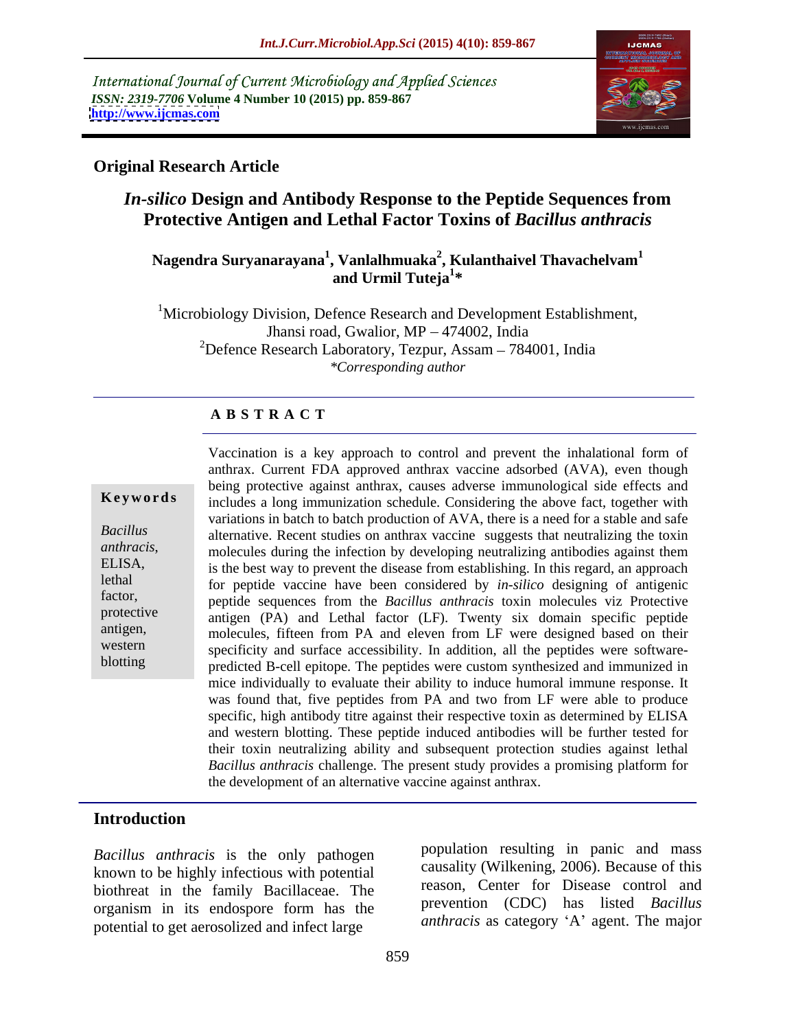International Journal of Current Microbiology and Applied Sciences
*ISSN: 2319-7706* **Volume 4 Number 10 (2015) pp. 859-867**
**http://www.ijcmas.com**

**Original Research Article**

# *In-silico* Design and Antibody Response to the Peptide Sequences from Protective Antigen and Lethal Factor Toxins of *Bacillus anthracis*

**Nagendra Suryanarayana[1], Vanlalhmuaka[2], Kulanthaivel Thavachelvam[1] and Urmil Tuteja[1]\***

[1]Microbiology Division, Defence Research and Development Establishment, Jhansi road, Gwalior, MP – 474002, India
[2]Defence Research Laboratory, Tezpur, Assam – 784001, India
*\*Corresponding author*

## ABSTRACT

**Keywords**

*Bacillus anthracis*, ELISA, lethal factor, protective antigen, western blotting

Vaccination is a key approach to control and prevent the inhalational form of anthrax. Current FDA approved anthrax vaccine adsorbed (AVA), even though being protective against anthrax, causes adverse immunological side effects and includes a long immunization schedule. Considering the above fact, together with variations in batch to batch production of AVA, there is a need for a stable and safe alternative. Recent studies on anthrax vaccine suggests that neutralizing the toxin molecules during the infection by developing neutralizing antibodies against them is the best way to prevent the disease from establishing. In this regard, an approach for peptide vaccine have been considered by *in-silico* designing of antigenic peptide sequences from the *Bacillus anthracis* toxin molecules viz Protective antigen (PA) and Lethal factor (LF). Twenty six domain specific peptide molecules, fifteen from PA and eleven from LF were designed based on their specificity and surface accessibility. In addition, all the peptides were software-predicted B-cell epitope. The peptides were custom synthesized and immunized in mice individually to evaluate their ability to induce humoral immune response. It was found that, five peptides from PA and two from LF were able to produce specific, high antibody titre against their respective toxin as determined by ELISA and western blotting. These peptide induced antibodies will be further tested for their toxin neutralizing ability and subsequent protection studies against lethal *Bacillus anthracis* challenge. The present study provides a promising platform for the development of an alternative vaccine against anthrax.

## Introduction

*Bacillus anthracis* is the only pathogen known to be highly infectious with potential biothreat in the family Bacillaceae. The organism in its endospore form has the potential to get aerosolized and infect large population resulting in panic and mass causality (Wilkening, 2006). Because of this reason, Center for Disease control and prevention (CDC) has listed *Bacillus anthracis* as category 'A' agent. The major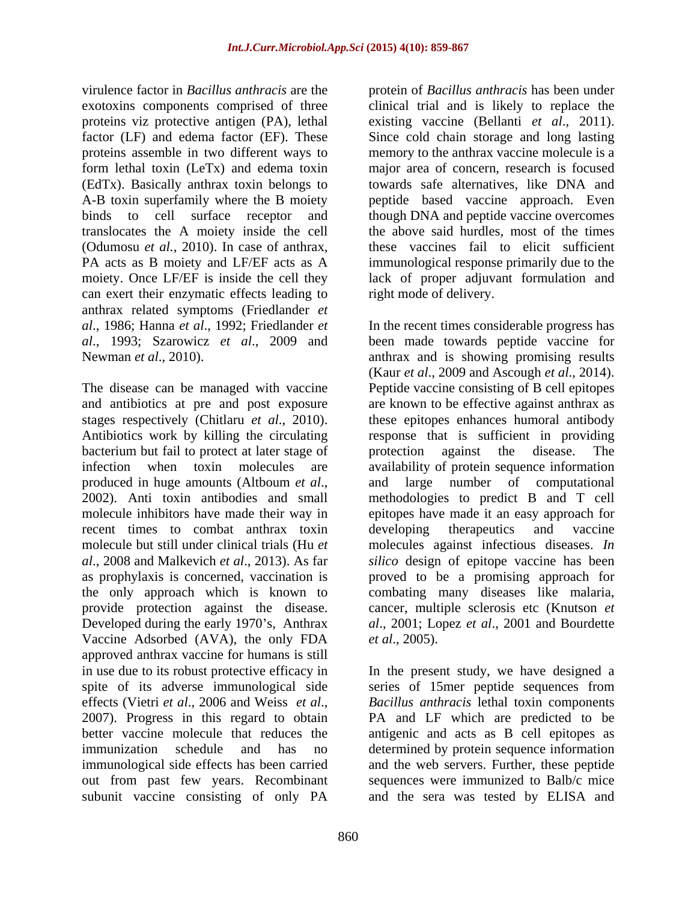virulence factor in *Bacillus anthracis* are the exotoxins components comprised of three proteins viz protective antigen (PA), lethal factor (LF) and edema factor (EF). These proteins assemble in two different ways to form lethal toxin (LeTx) and edema toxin (EdTx). Basically anthrax toxin belongs to A-B toxin superfamily where the B moiety binds to cell surface receptor and translocates the A moiety inside the cell (Odumosu *et al.,* 2010). In case of anthrax, PA acts as B moiety and LF/EF acts as A moiety. Once LF/EF is inside the cell they can exert their enzymatic effects leading to anthrax related symptoms (Friedlander *et al*., 1986; Hanna *et al*., 1992; Friedlander *et al*., 1993; Szarowicz *et al*., 2009 and Newman *et al*., 2010).

The disease can be managed with vaccine and antibiotics at pre and post exposure stages respectively (Chitlaru *et al*., 2010). Antibiotics work by killing the circulating bacterium but fail to protect at later stage of infection when toxin molecules are produced in huge amounts (Altboum *et al*., 2002). Anti toxin antibodies and small molecule inhibitors have made their way in recent times to combat anthrax toxin molecule but still under clinical trials (Hu *et al*., 2008 and Malkevich *et al*., 2013). As far as prophylaxis is concerned, vaccination is the only approach which is known to provide protection against the disease. Developed during the early 1970's, Anthrax Vaccine Adsorbed (AVA), the only FDA approved anthrax vaccine for humans is still in use due to its robust protective efficacy in spite of its adverse immunological side effects (Vietri *et al*., 2006 and Weiss *et al*., 2007). Progress in this regard to obtain better vaccine molecule that reduces the immunization schedule and has no immunological side effects has been carried out from past few years. Recombinant subunit vaccine consisting of only PA protein of *Bacillus anthracis* has been under clinical trial and is likely to replace the existing vaccine (Bellanti *et al*., 2011). Since cold chain storage and long lasting memory to the anthrax vaccine molecule is a major area of concern, research is focused towards safe alternatives, like DNA and peptide based vaccine approach. Even though DNA and peptide vaccine overcomes the above said hurdles, most of the times these vaccines fail to elicit sufficient immunological response primarily due to the lack of proper adjuvant formulation and right mode of delivery.

In the recent times considerable progress has been made towards peptide vaccine for anthrax and is showing promising results (Kaur *et al*., 2009 and Ascough *et al*., 2014). Peptide vaccine consisting of B cell epitopes are known to be effective against anthrax as these epitopes enhances humoral antibody response that is sufficient in providing protection against the disease. The availability of protein sequence information and large number of computational methodologies to predict B and T cell epitopes have made it an easy approach for developing therapeutics and vaccine molecules against infectious diseases. *In silico* design of epitope vaccine has been proved to be a promising approach for combating many diseases like malaria, cancer, multiple sclerosis etc (Knutson *et al*., 2001; Lopez *et al*., 2001 and Bourdette *et al*., 2005).

In the present study, we have designed a series of 15mer peptide sequences from *Bacillus anthracis* lethal toxin components PA and LF which are predicted to be antigenic and acts as B cell epitopes as determined by protein sequence information and the web servers. Further, these peptide sequences were immunized to Balb/c mice and the sera was tested by ELISA and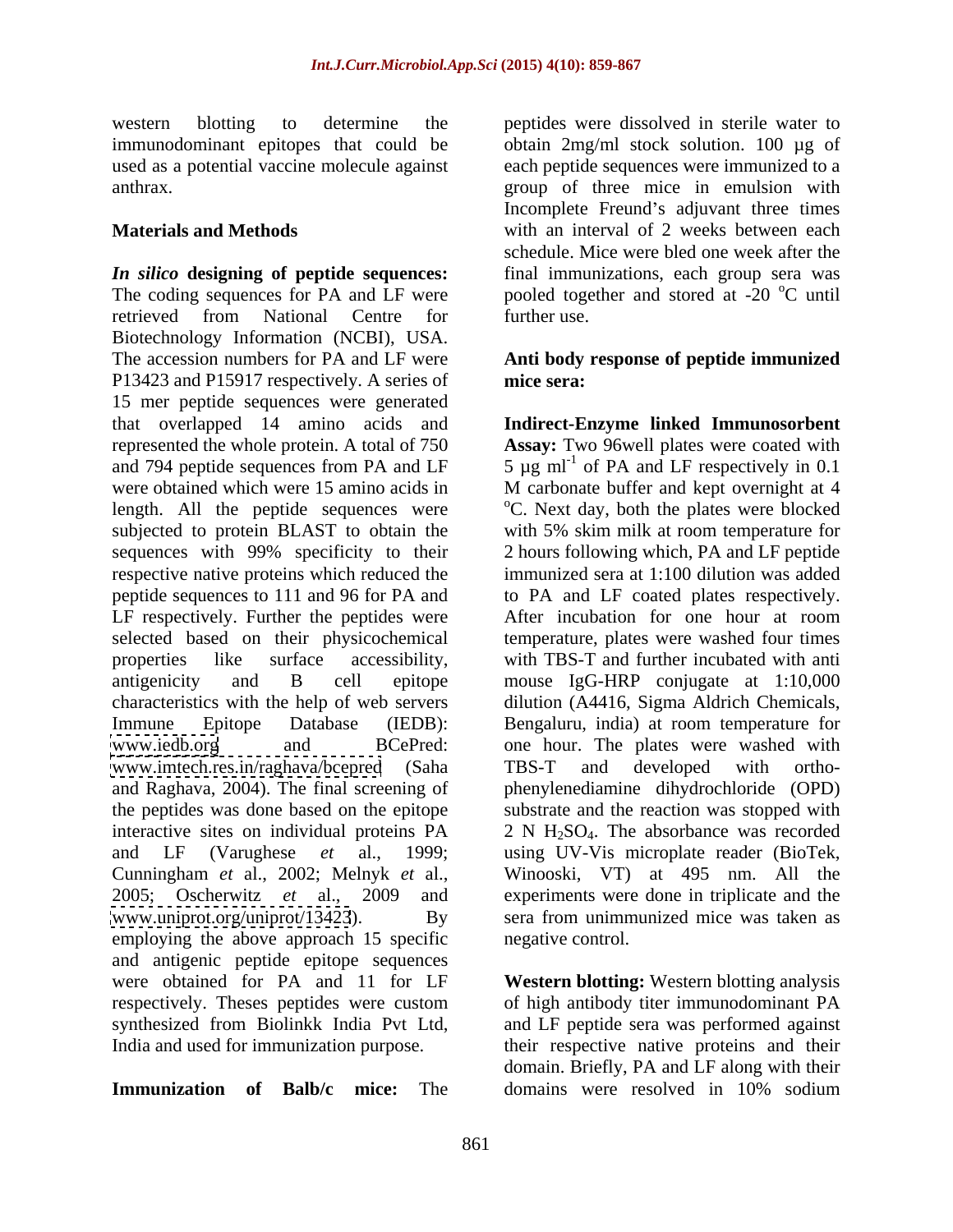western blotting to determine the immunodominant epitopes that could be used as a potential vaccine molecule against anthrax.

## Materials and Methods

***In silico* designing of peptide sequences:** The coding sequences for PA and LF were retrieved from National Centre for Biotechnology Information (NCBI), USA. The accession numbers for PA and LF were P13423 and P15917 respectively. A series of 15 mer peptide sequences were generated that overlapped 14 amino acids and represented the whole protein. A total of 750 and 794 peptide sequences from PA and LF were obtained which were 15 amino acids in length. All the peptide sequences were subjected to protein BLAST to obtain the sequences with 99% specificity to their respective native proteins which reduced the peptide sequences to 111 and 96 for PA and LF respectively. Further the peptides were selected based on their physicochemical properties like surface accessibility, antigenicity and B cell epitope characteristics with the help of web servers Immune Epitope Database (IEDB): www.iedb.org and BCePred: www.imtech.res.in/raghava/bcepred (Saha and Raghava, 2004). The final screening of the peptides was done based on the epitope interactive sites on individual proteins PA and LF (Varughese *et* al., 1999; Cunningham *et* al., 2002; Melnyk *et* al., 2005; Oscherwitz *et* al., 2009 and www.uniprot.org/uniprot/13423). By employing the above approach 15 specific and antigenic peptide epitope sequences were obtained for PA and 11 for LF respectively. Theses peptides were custom synthesized from Biolinkk India Pvt Ltd, India and used for immunization purpose.

**Immunization of Balb/c mice:** The peptides were dissolved in sterile water to obtain 2mg/ml stock solution. 100 µg of each peptide sequences were immunized to a group of three mice in emulsion with Incomplete Freund's adjuvant three times with an interval of 2 weeks between each schedule. Mice were bled one week after the final immunizations, each group sera was pooled together and stored at -20 $^{o}$C until further use.

### Anti body response of peptide immunized mice sera:

**Indirect-Enzyme linked Immunosorbent Assay:** Two 96well plates were coated with 5 µg ml$^{-1}$ of PA and LF respectively in 0.1 M carbonate buffer and kept overnight at 4 $^{o}$C. Next day, both the plates were blocked with 5% skim milk at room temperature for 2 hours following which, PA and LF peptide immunized sera at 1:100 dilution was added to PA and LF coated plates respectively. After incubation for one hour at room temperature, plates were washed four times with TBS-T and further incubated with anti mouse IgG-HRP conjugate at 1:10,000 dilution (A4416, Sigma Aldrich Chemicals, Bengaluru, india) at room temperature for one hour. The plates were washed with TBS-T and developed with ortho-phenylenediamine dihydrochloride (OPD) substrate and the reaction was stopped with 2 N $H_2SO_4$. The absorbance was recorded using UV-Vis microplate reader (BioTek, Winooski, VT) at 495 nm. All the experiments were done in triplicate and the sera from unimmunized mice was taken as negative control.

**Western blotting:** Western blotting analysis of high antibody titer immunodominant PA and LF peptide sera was performed against their respective native proteins and their domain. Briefly, PA and LF along with their domains were resolved in 10% sodium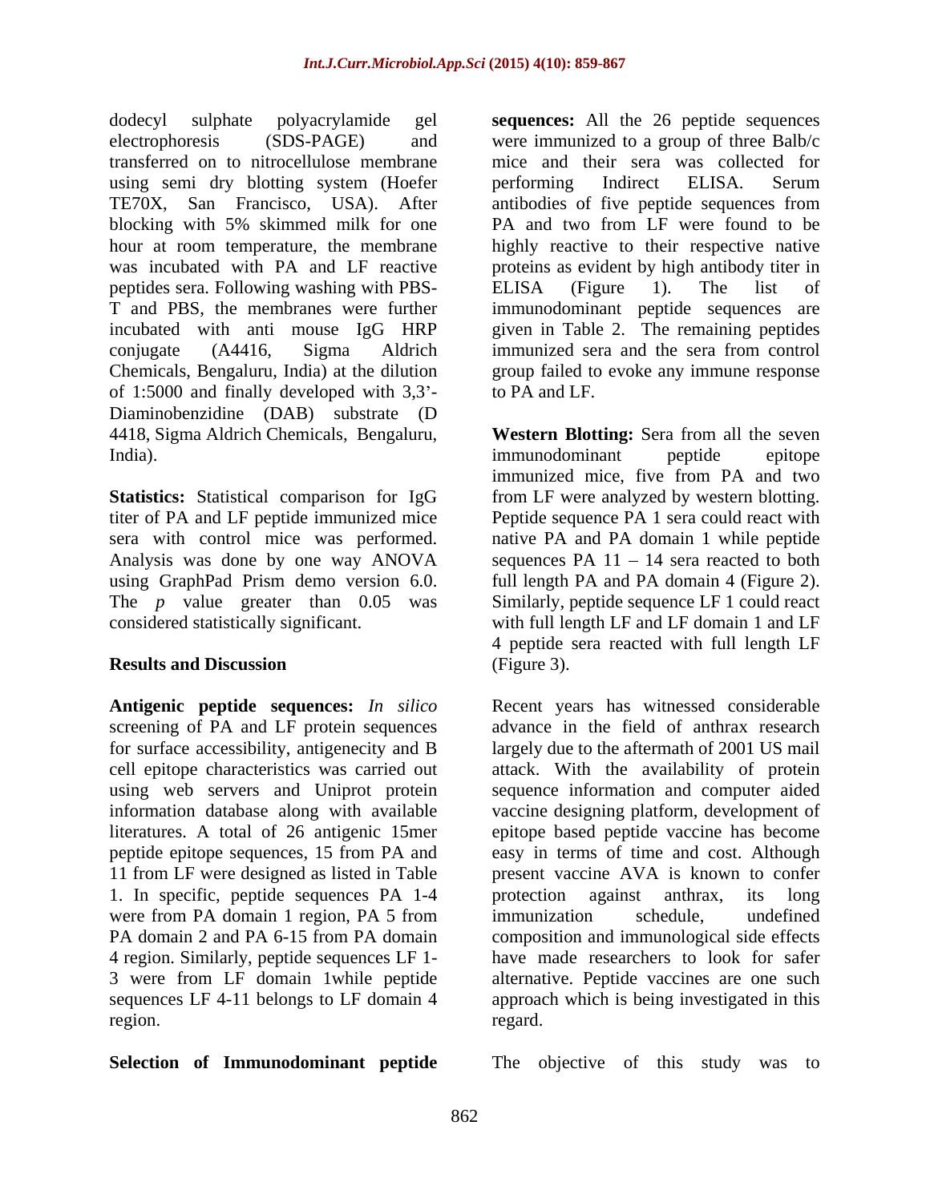dodecyl sulphate polyacrylamide gel electrophoresis (SDS-PAGE) and transferred on to nitrocellulose membrane using semi dry blotting system (Hoefer TE70X, San Francisco, USA). After blocking with 5% skimmed milk for one hour at room temperature, the membrane was incubated with PA and LF reactive peptides sera. Following washing with PBS-T and PBS, the membranes were further incubated with anti mouse IgG HRP conjugate (A4416, Sigma Aldrich Chemicals, Bengaluru, India) at the dilution of 1:5000 and finally developed with 3,3'-Diaminobenzidine (DAB) substrate (D 4418, Sigma Aldrich Chemicals, Bengaluru, India).

**Statistics:** Statistical comparison for IgG titer of PA and LF peptide immunized mice sera with control mice was performed. Analysis was done by one way ANOVA using GraphPad Prism demo version 6.0. The *p* value greater than 0.05 was considered statistically significant.

## Results and Discussion

**Antigenic peptide sequences:** *In silico* screening of PA and LF protein sequences for surface accessibility, antigenecity and B cell epitope characteristics was carried out using web servers and Uniprot protein information database along with available literatures. A total of 26 antigenic 15mer peptide epitope sequences, 15 from PA and 11 from LF were designed as listed in Table 1. In specific, peptide sequences PA 1-4 were from PA domain 1 region, PA 5 from PA domain 2 and PA 6-15 from PA domain 4 region. Similarly, peptide sequences LF 1-3 were from LF domain 1while peptide sequences LF 4-11 belongs to LF domain 4 region.

**Selection of Immunodominant peptide sequences:** All the 26 peptide sequences were immunized to a group of three Balb/c mice and their sera was collected for performing Indirect ELISA. Serum antibodies of five peptide sequences from PA and two from LF were found to be highly reactive to their respective native proteins as evident by high antibody titer in ELISA (Figure 1). The list of immunodominant peptide sequences are given in Table 2. The remaining peptides immunized sera and the sera from control group failed to evoke any immune response to PA and LF.

**Western Blotting:** Sera from all the seven immunodominant peptide epitope immunized mice, five from PA and two from LF were analyzed by western blotting. Peptide sequence PA 1 sera could react with native PA and PA domain 1 while peptide sequences PA 11 – 14 sera reacted to both full length PA and PA domain 4 (Figure 2). Similarly, peptide sequence LF 1 could react with full length LF and LF domain 1 and LF 4 peptide sera reacted with full length LF (Figure 3).

Recent years has witnessed considerable advance in the field of anthrax research largely due to the aftermath of 2001 US mail attack. With the availability of protein sequence information and computer aided vaccine designing platform, development of epitope based peptide vaccine has become easy in terms of time and cost. Although present vaccine AVA is known to confer protection against anthrax, its long immunization schedule, undefined composition and immunological side effects have made researchers to look for safer alternative. Peptide vaccines are one such approach which is being investigated in this regard.

The objective of this study was to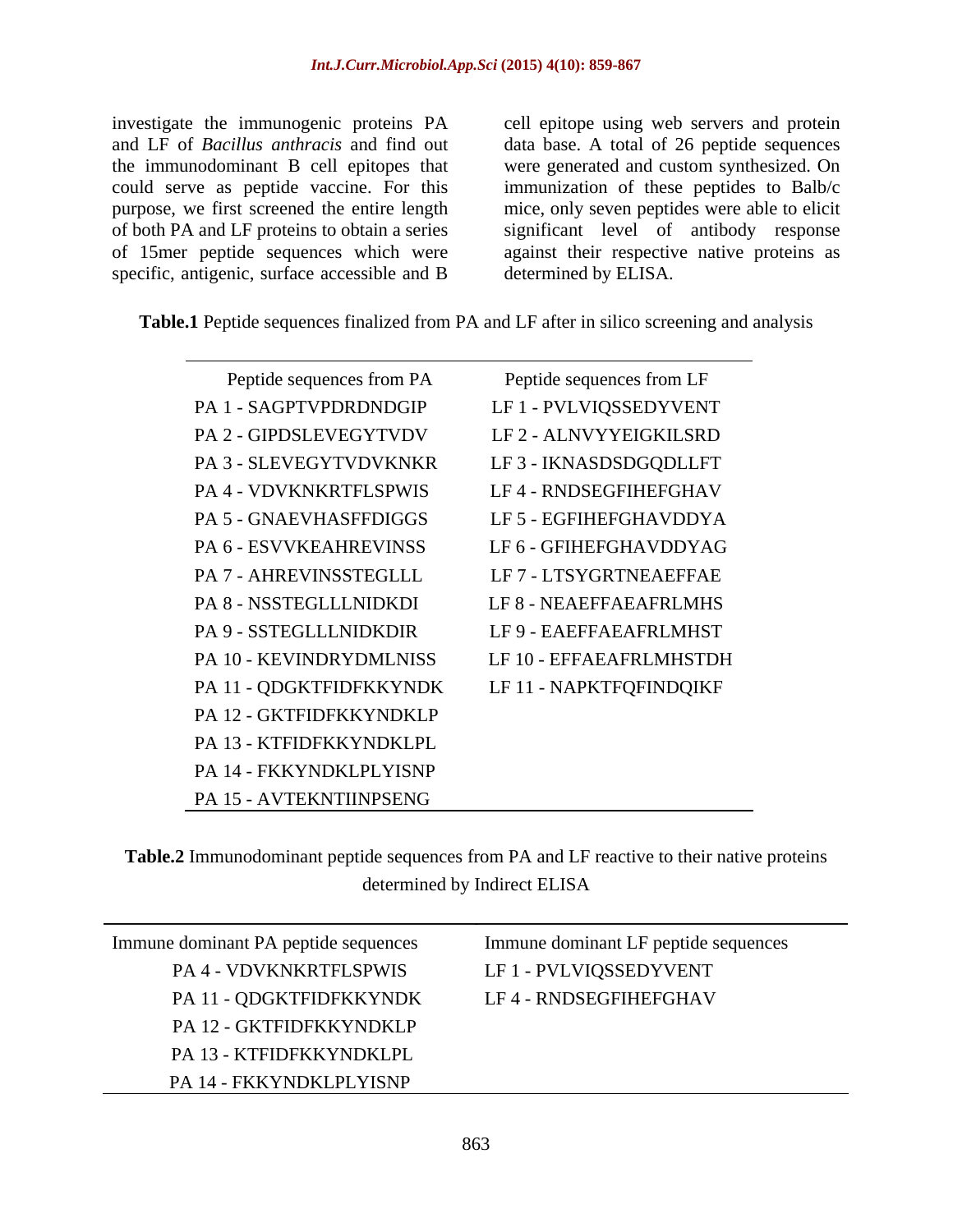investigate the immunogenic proteins PA and LF of *Bacillus anthracis* and find out the immunodominant B cell epitopes that could serve as peptide vaccine. For this purpose, we first screened the entire length of both PA and LF proteins to obtain a series of 15mer peptide sequences which were specific, antigenic, surface accessible and B cell epitope using web servers and protein data base. A total of 26 peptide sequences were generated and custom synthesized. On immunization of these peptides to Balb/c mice, only seven peptides were able to elicit significant level of antibody response against their respective native proteins as determined by ELISA.

**Table.1** Peptide sequences finalized from PA and LF after in silico screening and analysis

| Peptide sequences from PA | Peptide sequences from LF |
|---|---|
| PA 1 - SAGPTVPDRDNDGIP | LF 1 - PVLVIQSSEDYVENT |
| PA 2 - GIPDSLEVEGYTVDV | LF 2 - ALNVYYEIGKILSRD |
| PA 3 - SLEVEGYTVDVKNKR | LF 3 - IKNASDSDGQDLLFT |
| PA 4 - VDVKNKRTFLSPWIS | LF 4 - RNDSEGFIHEFGHAV |
| PA 5 - GNAEVHASFFDIGGS | LF 5 - EGFIHEFGHAVDDYA |
| PA 6 - ESVVKEAHREVINSS | LF 6 - GFIHEFGHAVDDYAG |
| PA 7 - AHREVINSSTEGLLL | LF 7 - LTSYGRTNEAEFFAE |
| PA 8 - NSSTEGLLLNIDKDI | LF 8 - NEAEFFAEAFRLMHS |
| PA 9 - SSTEGLLLNIDKDIR | LF 9 - EAEFFAEAFRLMHST |
| PA 10 - KEVINDRYDMLNISS | LF 10 - EFFAEAFRLMHSTDH |
| PA 11 - QDGKTFIDFKKYNDK | LF 11 - NAPKTFQFINDQIKF |
| PA 12 - GKTFIDFKKYNDKLP | |
| PA 13 - KTFIDFKKYNDKLPL | |
| PA 14 - FKKYNDKLPLYISNP | |
| PA 15 - AVTEKNTIINPSENG | |

**Table.2** Immunodominant peptide sequences from PA and LF reactive to their native proteins determined by Indirect ELISA

| Immune dominant PA peptide sequences | Immune dominant LF peptide sequences |
|---|---|
| PA 4 - VDVKNKRTFLSPWIS | LF 1 - PVLVIQSSEDYVENT |
| PA 11 - QDGKTFIDFKKYNDK | LF 4 - RNDSEGFIHEFGHAV |
| PA 12 - GKTFIDFKKYNDKLP | |
| PA 13 - KTFIDFKKYNDKLPL | |
| PA 14 - FKKYNDKLPLYISNP | |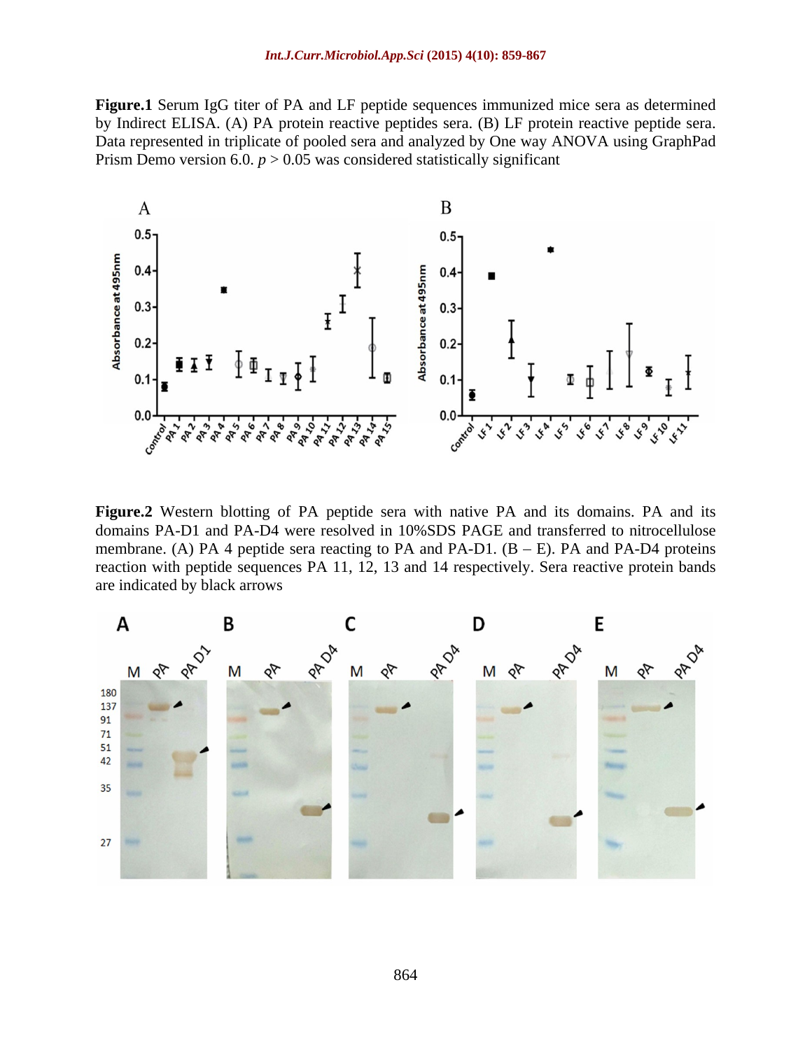**Figure.1** Serum IgG titer of PA and LF peptide sequences immunized mice sera as determined by Indirect ELISA. (A) PA protein reactive peptides sera. (B) LF protein reactive peptide sera. Data represented in triplicate of pooled sera and analyzed by One way ANOVA using GraphPad Prism Demo version 6.0. $p > 0.05$ was considered statistically significant

**Figure.2** Western blotting of PA peptide sera with native PA and its domains. PA and its domains PA-D1 and PA-D4 were resolved in 10%SDS PAGE and transferred to nitrocellulose membrane. (A) PA 4 peptide sera reacting to PA and PA-D1. (B – E). PA and PA-D4 proteins reaction with peptide sequences PA 11, 12, 13 and 14 respectively. Sera reactive protein bands are indicated by black arrows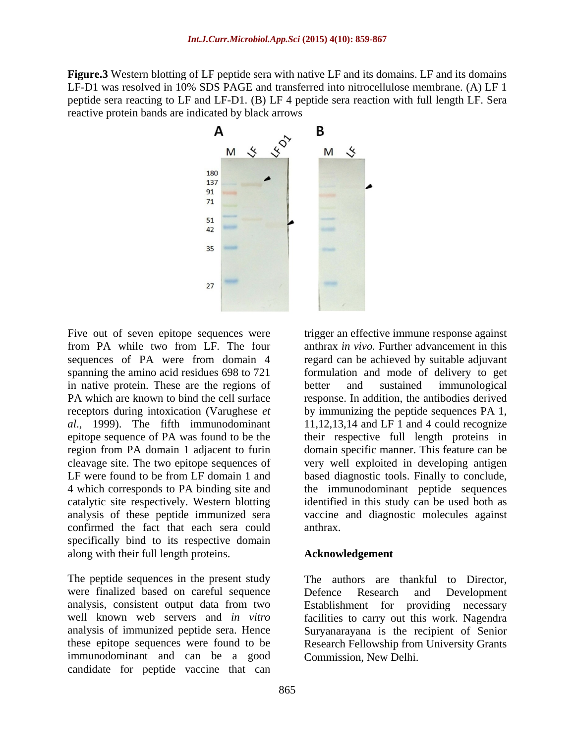**Figure.3** Western blotting of LF peptide sera with native LF and its domains. LF and its domains LF-D1 was resolved in 10% SDS PAGE and transferred into nitrocellulose membrane. (A) LF 1 peptide sera reacting to LF and LF-D1. (B) LF 4 peptide sera reaction with full length LF. Sera reactive protein bands are indicated by black arrows

Five out of seven epitope sequences were from PA while two from LF. The four sequences of PA were from domain 4 spanning the amino acid residues 698 to 721 in native protein. These are the regions of PA which are known to bind the cell surface receptors during intoxication (Varughese *et al.*, 1999). The fifth immunodominant epitope sequence of PA was found to be the region from PA domain 1 adjacent to furin cleavage site. The two epitope sequences of LF were found to be from LF domain 1 and 4 which corresponds to PA binding site and catalytic site respectively. Western blotting analysis of these peptide immunized sera confirmed the fact that each sera could specifically bind to its respective domain along with their full length proteins.

The peptide sequences in the present study were finalized based on careful sequence analysis, consistent output data from two well known web servers and *in vitro* analysis of immunized peptide sera. Hence these epitope sequences were found to be immunodominant and can be a good candidate for peptide vaccine that can trigger an effective immune response against anthrax *in vivo.* Further advancement in this regard can be achieved by suitable adjuvant formulation and mode of delivery to get better and sustained immunological response. In addition, the antibodies derived by immunizing the peptide sequences PA 1, 11,12,13,14 and LF 1 and 4 could recognize their respective full length proteins in domain specific manner. This feature can be very well exploited in developing antigen based diagnostic tools. Finally to conclude, the immunodominant peptide sequences identified in this study can be used both as vaccine and diagnostic molecules against anthrax.

## Acknowledgement

The authors are thankful to Director, Defence Research and Development Establishment for providing necessary facilities to carry out this work. Nagendra Suryanarayana is the recipient of Senior Research Fellowship from University Grants Commission, New Delhi.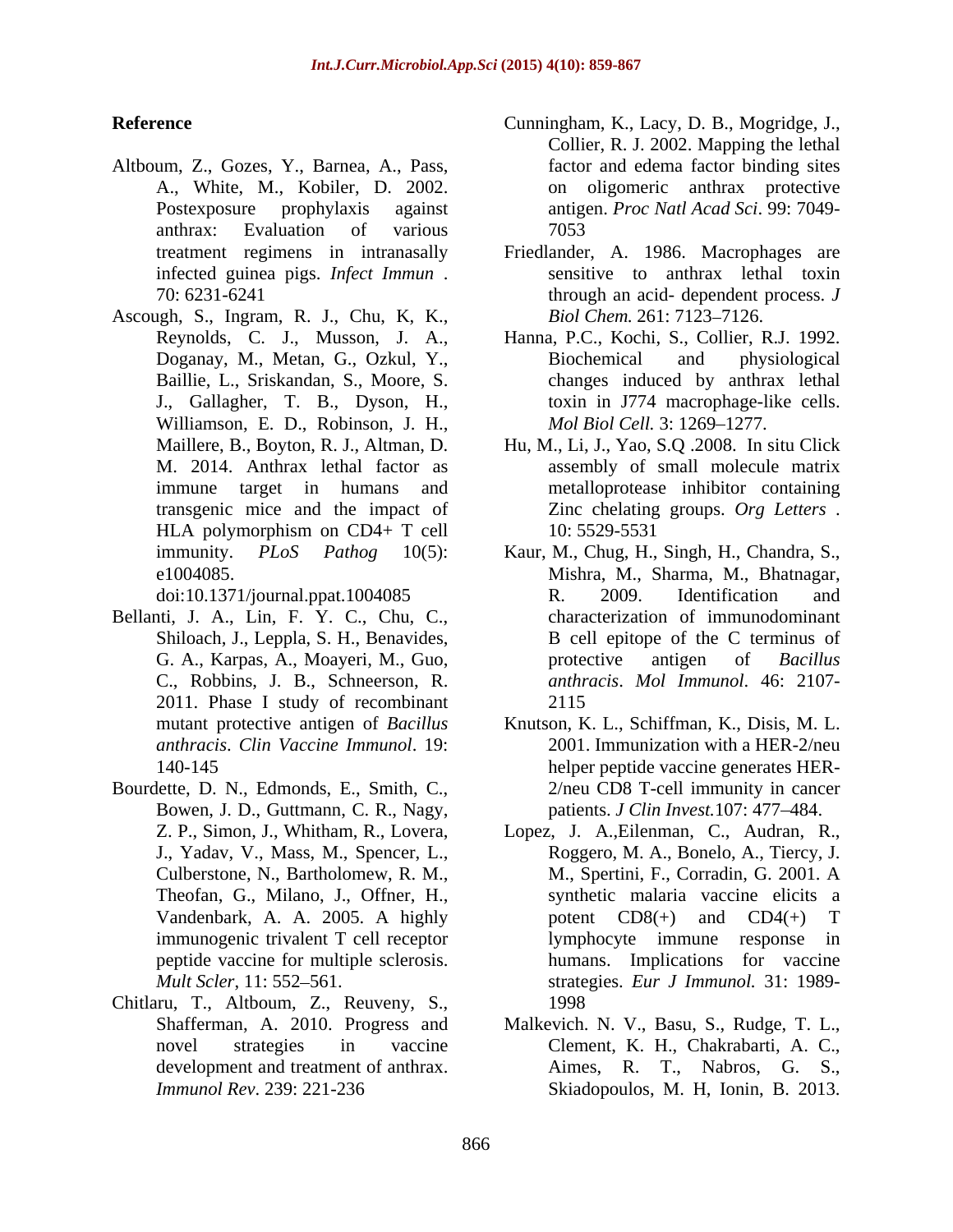## Reference

Altboum, Z., Gozes, Y., Barnea, A., Pass, A., White, M., Kobiler, D. 2002. Postexposure prophylaxis against anthrax: Evaluation of various treatment regimens in intranasally infected guinea pigs. *Infect Immun* . 70: 6231-6241

Ascough, S., Ingram, R. J., Chu, K, K., Reynolds, C. J., Musson, J. A., Doganay, M., Metan, G., Ozkul, Y., Baillie, L., Sriskandan, S., Moore, S. J., Gallagher, T. B., Dyson, H., Williamson, E. D., Robinson, J. H., Maillere, B., Boyton, R. J., Altman, D. M. 2014. Anthrax lethal factor as immune target in humans and transgenic mice and the impact of HLA polymorphism on CD4+ T cell immunity. *PLoS Pathog* 10(5): e1004085. doi:10.1371/journal.ppat.1004085

Bellanti, J. A., Lin, F. Y. C., Chu, C., Shiloach, J., Leppla, S. H., Benavides, G. A., Karpas, A., Moayeri, M., Guo, C., Robbins, J. B., Schneerson, R. 2011. Phase I study of recombinant mutant protective antigen of *Bacillus anthracis*. *Clin Vaccine Immunol*. 19: 140-145

Bourdette, D. N., Edmonds, E., Smith, C., Bowen, J. D., Guttmann, C. R., Nagy, Z. P., Simon, J., Whitham, R., Lovera, J., Yadav, V., Mass, M., Spencer, L., Culberstone, N., Bartholomew, R. M., Theofan, G., Milano, J., Offner, H., Vandenbark, A. A. 2005. A highly immunogenic trivalent T cell receptor peptide vaccine for multiple sclerosis. *Mult Scler*, 11: 552–561.

Chitlaru, T., Altboum, Z., Reuveny, S., Shafferman, A. 2010. Progress and novel strategies in vaccine development and treatment of anthrax. *Immunol Rev*. 239: 221-236

Cunningham, K., Lacy, D. B., Mogridge, J., Collier, R. J. 2002. Mapping the lethal factor and edema factor binding sites on oligomeric anthrax protective antigen. *Proc Natl Acad Sci*. 99: 7049-7053

Friedlander, A. 1986. Macrophages are sensitive to anthrax lethal toxin through an acid- dependent process. *J Biol Chem.* 261: 7123–7126.

Hanna, P.C., Kochi, S., Collier, R.J. 1992. Biochemical and physiological changes induced by anthrax lethal toxin in J774 macrophage-like cells. *Mol Biol Cell.* 3: 1269–1277.

Hu, M., Li, J., Yao, S.Q .2008. In situ Click assembly of small molecule matrix metalloprotease inhibitor containing Zinc chelating groups. *Org Letters* . 10: 5529-5531

Kaur, M., Chug, H., Singh, H., Chandra, S., Mishra, M., Sharma, M., Bhatnagar, R. 2009. Identification and characterization of immunodominant B cell epitope of the C terminus of protective antigen of *Bacillus anthracis*. *Mol Immunol*. 46: 2107-2115

Knutson, K. L., Schiffman, K., Disis, M. L. 2001. Immunization with a HER-2/neu helper peptide vaccine generates HER-2/neu CD8 T-cell immunity in cancer patients. *J Clin Invest.*107: 477–484.

Lopez, J. A.,Eilenman, C., Audran, R., Roggero, M. A., Bonelo, A., Tiercy, J. M., Spertini, F., Corradin, G. 2001. A synthetic malaria vaccine elicits a potent CD8(+) and CD4(+) T lymphocyte immune response in humans. Implications for vaccine strategies. *Eur J Immunol.* 31: 1989-1998

Malkevich. N. V., Basu, S., Rudge, T. L., Clement, K. H., Chakrabarti, A. C., Aimes, R. T., Nabros, G. S., Skiadopoulos, M. H, Ionin, B. 2013.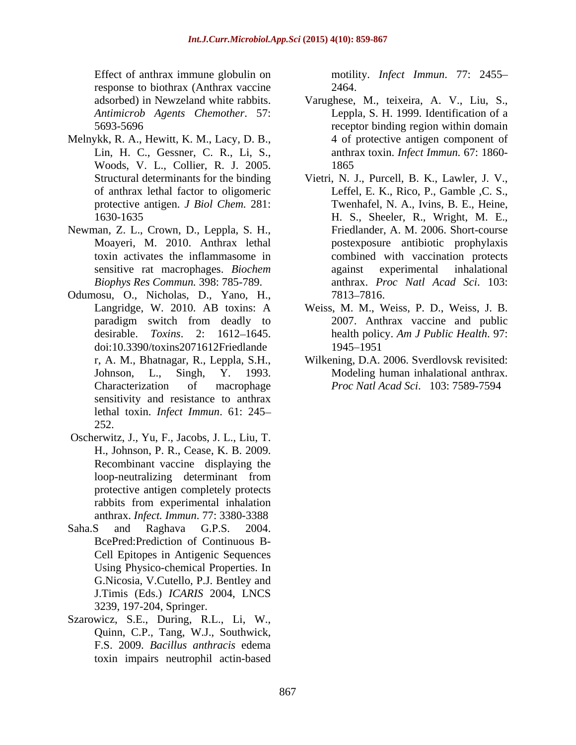Effect of anthrax immune globulin on response to biothrax (Anthrax vaccine adsorbed) in Newzeland white rabbits. *Antimicrob Agents Chemother*. 57: 5693-5696

Melnykk, R. A., Hewitt, K. M., Lacy, D. B., Lin, H. C., Gessner, C. R., Li, S., Woods, V. L., Collier, R. J. 2005. Structural determinants for the binding of anthrax lethal factor to oligomeric protective antigen. *J Biol Chem.* 281: 1630-1635

Newman, Z. L., Crown, D., Leppla, S. H., Moayeri, M. 2010. Anthrax lethal toxin activates the inflammasome in sensitive rat macrophages. *Biochem Biophys Res Commun.* 398: 785-789.

Odumosu, O., Nicholas, D., Yano, H., Langridge, W. 2010. AB toxins: A paradigm switch from deadly to desirable. *Toxins*. 2: 1612–1645. doi:10.3390/toxins2071612Friedlander, A. M., Bhatnagar, R., Leppla, S.H., Johnson, L., Singh, Y. 1993. Characterization of macrophage sensitivity and resistance to anthrax lethal toxin. *Infect Immun*. 61: 245–252.

Oscherwitz, J., Yu, F., Jacobs, J. L., Liu, T. H., Johnson, P. R., Cease, K. B. 2009. Recombinant vaccine displaying the loop-neutralizing determinant from protective antigen completely protects rabbits from experimental inhalation anthrax. *Infect. Immun*. 77: 3380-3388

Saha.S and Raghava G.P.S. 2004. BcePred:Prediction of Continuous B-Cell Epitopes in Antigenic Sequences Using Physico-chemical Properties. In G.Nicosia, V.Cutello, P.J. Bentley and J.Timis (Eds.) *ICARIS* 2004, LNCS 3239, 197-204, Springer.

Szarowicz, S.E., During, R.L., Li, W., Quinn, C.P., Tang, W.J., Southwick, F.S. 2009. *Bacillus anthracis* edema toxin impairs neutrophil actin-based motility. *Infect Immun*. 77: 2455–2464.

Varughese, M., teixeira, A. V., Liu, S., Leppla, S. H. 1999. Identification of a receptor binding region within domain 4 of protective antigen component of anthrax toxin. *Infect Immun.* 67: 1860-1865

Vietri, N. J., Purcell, B. K., Lawler, J. V., Leffel, E. K., Rico, P., Gamble ,C. S., Twenhafel, N. A., Ivins, B. E., Heine, H. S., Sheeler, R., Wright, M. E., Friedlander, A. M. 2006. Short-course postexposure antibiotic prophylaxis combined with vaccination protects against experimental inhalational anthrax. *Proc Natl Acad Sci*. 103: 7813–7816.

Weiss, M. M., Weiss, P. D., Weiss, J. B. 2007. Anthrax vaccine and public health policy. *Am J Public Health*. 97: 1945–1951

Wilkening, D.A. 2006. Sverdlovsk revisited: Modeling human inhalational anthrax. *Proc Natl Acad Sci*. 103: 7589-7594